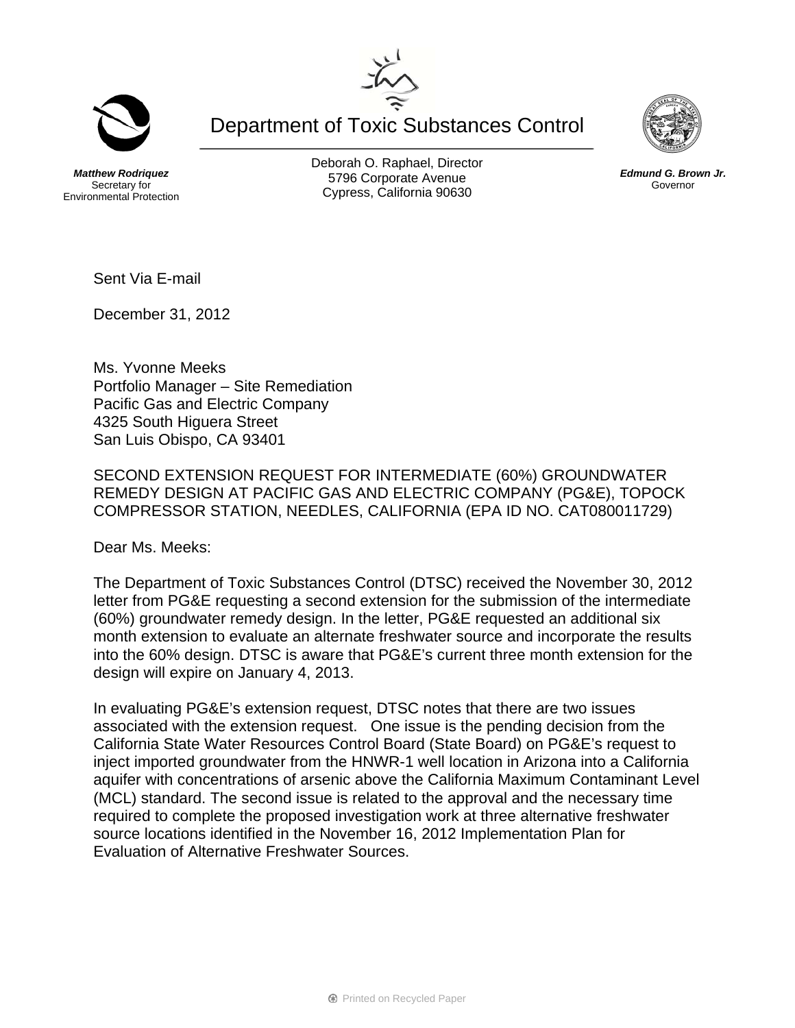# Department of Toxic Substances Control

***Matthew Rodriquez***
Secretary for
Environmental Protection

Deborah O. Raphael, Director
5796 Corporate Avenue
Cypress, California 90630

***Edmund G. Brown Jr.***
Governor

Sent Via E-mail

December 31, 2012

Ms. Yvonne Meeks
Portfolio Manager – Site Remediation
Pacific Gas and Electric Company
4325 South Higuera Street
San Luis Obispo, CA 93401

SECOND EXTENSION REQUEST FOR INTERMEDIATE (60%) GROUNDWATER REMEDY DESIGN AT PACIFIC GAS AND ELECTRIC COMPANY (PG&E), TOPOCK COMPRESSOR STATION, NEEDLES, CALIFORNIA (EPA ID NO. CAT080011729)

Dear Ms. Meeks:

The Department of Toxic Substances Control (DTSC) received the November 30, 2012 letter from PG&E requesting a second extension for the submission of the intermediate (60%) groundwater remedy design. In the letter, PG&E requested an additional six month extension to evaluate an alternate freshwater source and incorporate the results into the 60% design. DTSC is aware that PG&E's current three month extension for the design will expire on January 4, 2013.

In evaluating PG&E's extension request, DTSC notes that there are two issues associated with the extension request. One issue is the pending decision from the California State Water Resources Control Board (State Board) on PG&E's request to inject imported groundwater from the HNWR-1 well location in Arizona into a California aquifer with concentrations of arsenic above the California Maximum Contaminant Level (MCL) standard. The second issue is related to the approval and the necessary time required to complete the proposed investigation work at three alternative freshwater source locations identified in the November 16, 2012 Implementation Plan for Evaluation of Alternative Freshwater Sources.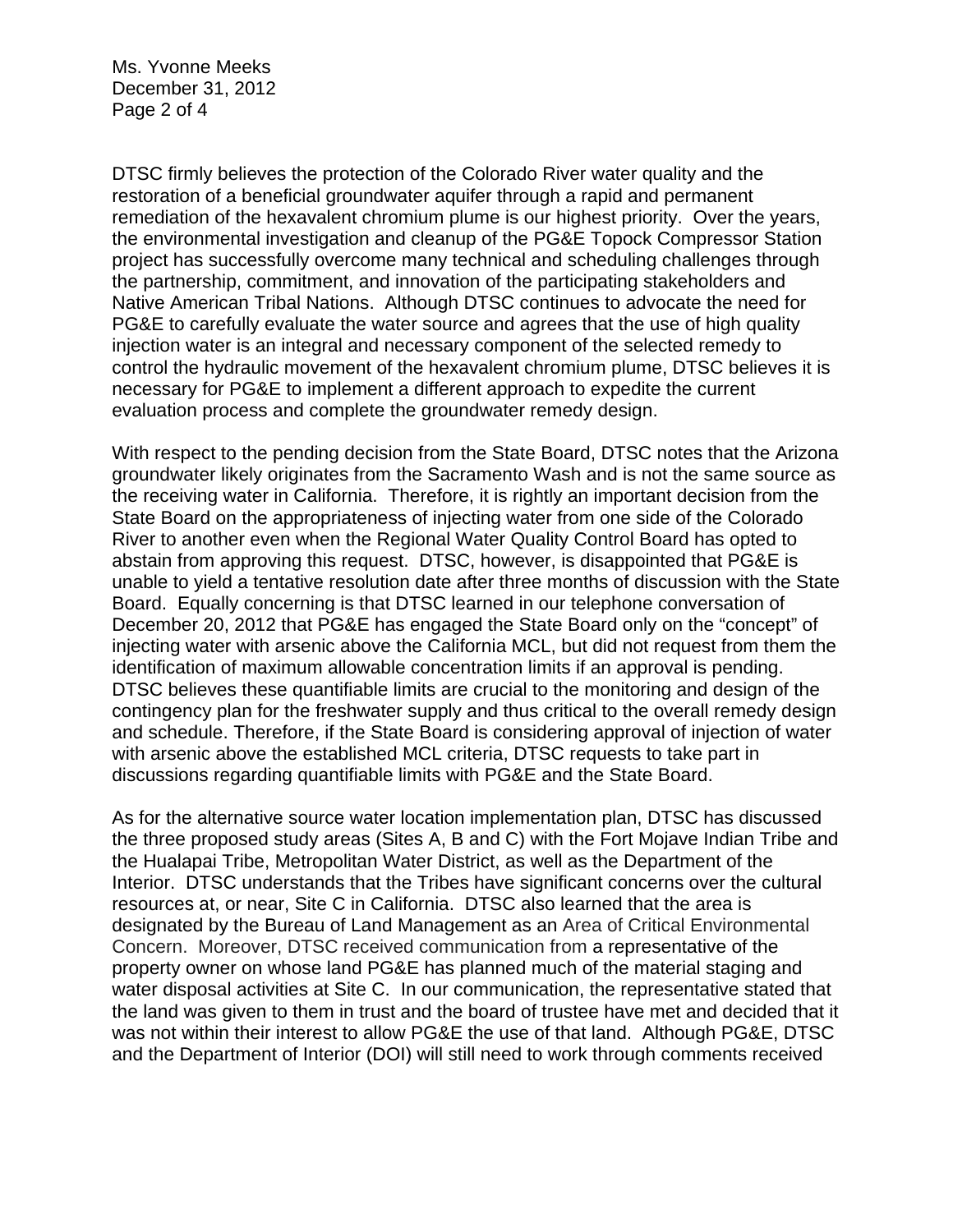DTSC firmly believes the protection of the Colorado River water quality and the restoration of a beneficial groundwater aquifer through a rapid and permanent remediation of the hexavalent chromium plume is our highest priority. Over the years, the environmental investigation and cleanup of the PG&E Topock Compressor Station project has successfully overcome many technical and scheduling challenges through the partnership, commitment, and innovation of the participating stakeholders and Native American Tribal Nations. Although DTSC continues to advocate the need for PG&E to carefully evaluate the water source and agrees that the use of high quality injection water is an integral and necessary component of the selected remedy to control the hydraulic movement of the hexavalent chromium plume, DTSC believes it is necessary for PG&E to implement a different approach to expedite the current evaluation process and complete the groundwater remedy design.

With respect to the pending decision from the State Board, DTSC notes that the Arizona groundwater likely originates from the Sacramento Wash and is not the same source as the receiving water in California. Therefore, it is rightly an important decision from the State Board on the appropriateness of injecting water from one side of the Colorado River to another even when the Regional Water Quality Control Board has opted to abstain from approving this request. DTSC, however, is disappointed that PG&E is unable to yield a tentative resolution date after three months of discussion with the State Board. Equally concerning is that DTSC learned in our telephone conversation of December 20, 2012 that PG&E has engaged the State Board only on the "concept" of injecting water with arsenic above the California MCL, but did not request from them the identification of maximum allowable concentration limits if an approval is pending. DTSC believes these quantifiable limits are crucial to the monitoring and design of the contingency plan for the freshwater supply and thus critical to the overall remedy design and schedule. Therefore, if the State Board is considering approval of injection of water with arsenic above the established MCL criteria, DTSC requests to take part in discussions regarding quantifiable limits with PG&E and the State Board.

As for the alternative source water location implementation plan, DTSC has discussed the three proposed study areas (Sites A, B and C) with the Fort Mojave Indian Tribe and the Hualapai Tribe, Metropolitan Water District, as well as the Department of the Interior. DTSC understands that the Tribes have significant concerns over the cultural resources at, or near, Site C in California. DTSC also learned that the area is designated by the Bureau of Land Management as an Area of Critical Environmental Concern. Moreover, DTSC received communication from a representative of the property owner on whose land PG&E has planned much of the material staging and water disposal activities at Site C. In our communication, the representative stated that the land was given to them in trust and the board of trustee have met and decided that it was not within their interest to allow PG&E the use of that land. Although PG&E, DTSC and the Department of Interior (DOI) will still need to work through comments received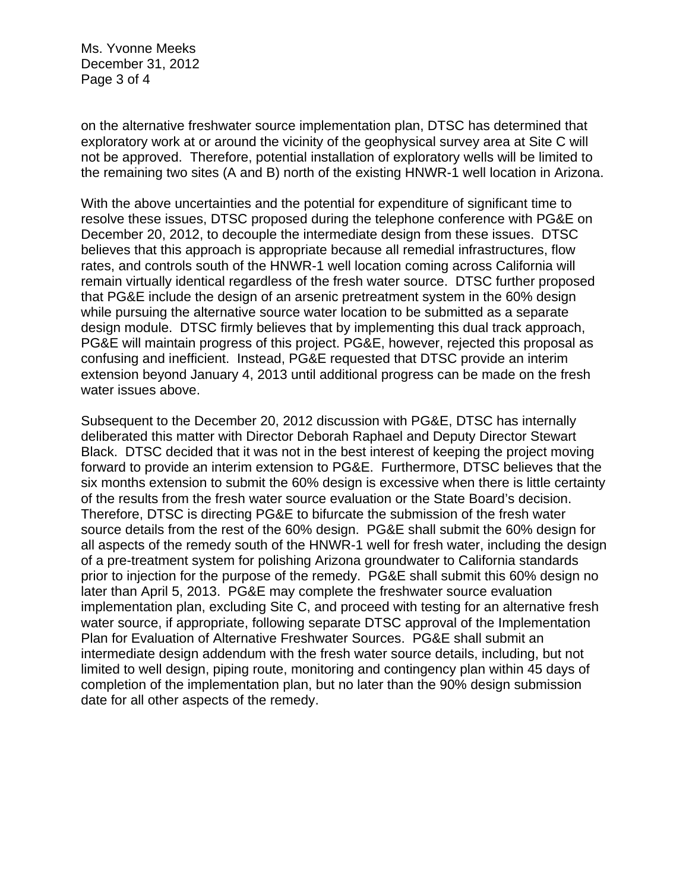on the alternative freshwater source implementation plan, DTSC has determined that exploratory work at or around the vicinity of the geophysical survey area at Site C will not be approved. Therefore, potential installation of exploratory wells will be limited to the remaining two sites (A and B) north of the existing HNWR-1 well location in Arizona.

With the above uncertainties and the potential for expenditure of significant time to resolve these issues, DTSC proposed during the telephone conference with PG&E on December 20, 2012, to decouple the intermediate design from these issues. DTSC believes that this approach is appropriate because all remedial infrastructures, flow rates, and controls south of the HNWR-1 well location coming across California will remain virtually identical regardless of the fresh water source. DTSC further proposed that PG&E include the design of an arsenic pretreatment system in the 60% design while pursuing the alternative source water location to be submitted as a separate design module. DTSC firmly believes that by implementing this dual track approach, PG&E will maintain progress of this project. PG&E, however, rejected this proposal as confusing and inefficient. Instead, PG&E requested that DTSC provide an interim extension beyond January 4, 2013 until additional progress can be made on the fresh water issues above.

Subsequent to the December 20, 2012 discussion with PG&E, DTSC has internally deliberated this matter with Director Deborah Raphael and Deputy Director Stewart Black. DTSC decided that it was not in the best interest of keeping the project moving forward to provide an interim extension to PG&E. Furthermore, DTSC believes that the six months extension to submit the 60% design is excessive when there is little certainty of the results from the fresh water source evaluation or the State Board's decision. Therefore, DTSC is directing PG&E to bifurcate the submission of the fresh water source details from the rest of the 60% design. PG&E shall submit the 60% design for all aspects of the remedy south of the HNWR-1 well for fresh water, including the design of a pre-treatment system for polishing Arizona groundwater to California standards prior to injection for the purpose of the remedy. PG&E shall submit this 60% design no later than April 5, 2013. PG&E may complete the freshwater source evaluation implementation plan, excluding Site C, and proceed with testing for an alternative fresh water source, if appropriate, following separate DTSC approval of the Implementation Plan for Evaluation of Alternative Freshwater Sources. PG&E shall submit an intermediate design addendum with the fresh water source details, including, but not limited to well design, piping route, monitoring and contingency plan within 45 days of completion of the implementation plan, but no later than the 90% design submission date for all other aspects of the remedy.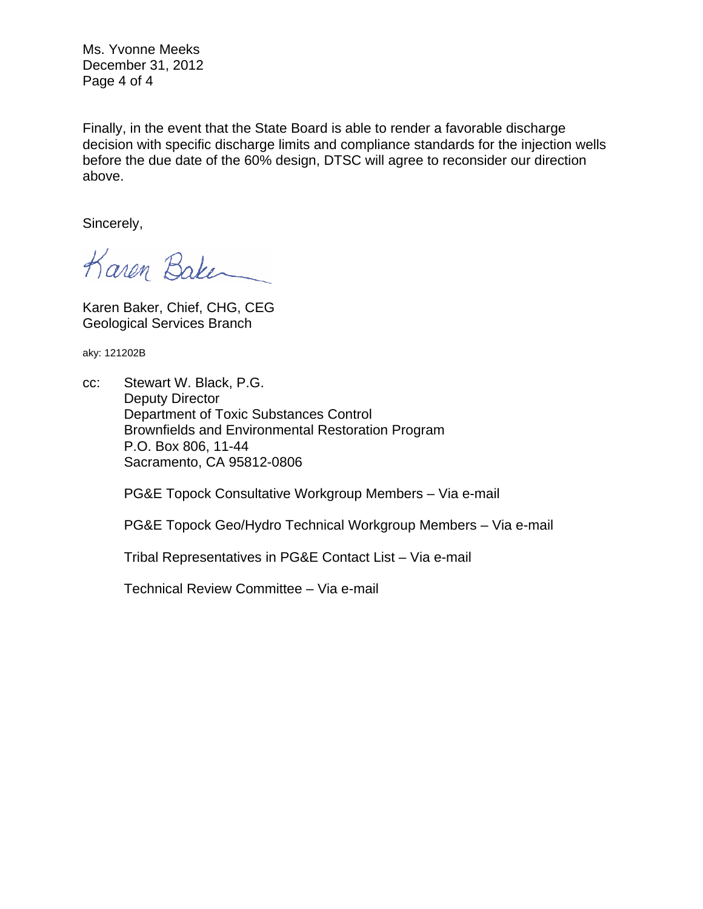Ms. Yvonne Meeks
December 31, 2012

Finally, in the event that the State Board is able to render a favorable discharge decision with specific discharge limits and compliance standards for the injection wells before the due date of the 60% design, DTSC will agree to reconsider our direction above.

Sincerely,

Karen Baker

Karen Baker, Chief, CHG, CEG
Geological Services Branch

aky: 121202B

cc: Stewart W. Black, P.G.
Deputy Director
Department of Toxic Substances Control
Brownfields and Environmental Restoration Program
P.O. Box 806, 11-44
Sacramento, CA 95812-0806

PG&E Topock Consultative Workgroup Members – Via e-mail

PG&E Topock Geo/Hydro Technical Workgroup Members – Via e-mail

Tribal Representatives in PG&E Contact List – Via e-mail

Technical Review Committee – Via e-mail